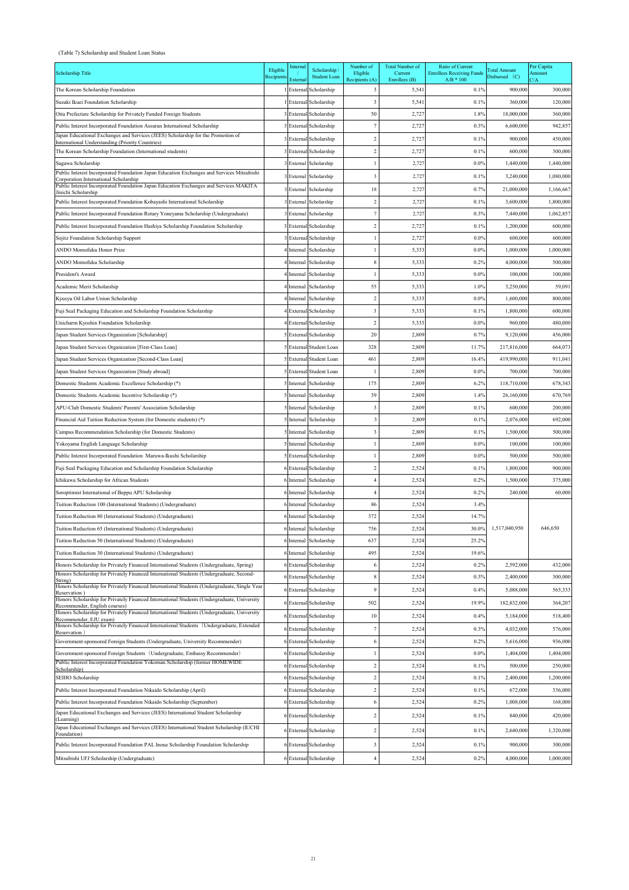(Table 7) Scholarship and Student Loan Status

| Scholarship Title | Eligible Recipients | Internal / External | Scholarship / Student Loan | Number of Eligible Recipients (A) | Total Number of Current Enrollees (B) | Ratio of Current Enrollees Receiving Funds A/B * 100 | Total Amount Disbursed (C) | Per Capita Amount C/A |
|---|---|---|---|---|---|---|---|---|
| The Korean Scholarship Foundation | 1 | External | Scholarship | 3 | 5,541 | 0.1% | 900,000 | 300,000 |
| Suzaki Ikuei Foundation Scholarship | 1 | External | Scholarship | 3 | 5,541 | 0.1% | 360,000 | 120,000 |
| Oita Prefecture Scholarship for Privately Funded Foreign Students | 3 | External | Scholarship | 50 | 2,727 | 1.8% | 18,000,000 | 360,000 |
| Public Interest Incorporated Foundation Assuran International Scholarship | 3 | External | Scholarship | 7 | 2,727 | 0.3% | 6,600,000 | 942,857 |
| Japan Educational Exchanges and Services (JEES) Scholarship for the Promotion of International Understanding (Priority Countries) | 3 | External | Scholarship | 2 | 2,727 | 0.1% | 900,000 | 450,000 |
| The Korean Scholarship Foundation (International students) | 3 | External | Scholarship | 2 | 2,727 | 0.1% | 600,000 | 300,000 |
| Sagawa Scholarship | 3 | External | Scholarship | 1 | 2,727 | 0.0% | 1,440,000 | 1,440,000 |
| Public Interest Incorporated Foundation Japan Education Exchanges and Services Mitsubishi Corporation International Scholarship | 3 | External | Scholarship | 3 | 2,727 | 0.1% | 3,240,000 | 1,080,000 |
| Public Interest Incorporated Foundation Japan Education Exchanges and Services MAKITA Jinichi Scholarship | 3 | External | Scholarship | 18 | 2,727 | 0.7% | 21,000,000 | 1,166,667 |
| Public Interest Incorporated Foundation Kobayashi International Scholarship | 3 | External | Scholarship | 2 | 2,727 | 0.1% | 3,600,000 | 1,800,000 |
| Public Interest Incorporated Foundation Rotary Yoneyama Scholarship (Undergraduate) | 3 | External | Scholarship | 7 | 2,727 | 0.3% | 7,440,000 | 1,062,857 |
| Public Interest Incorporated Foundation Hashiya Scholarship Foundation Scholarship | 3 | External | Scholarship | 2 | 2,727 | 0.1% | 1,200,000 | 600,000 |
| Sojitz Foundation Scholarship Support | 3 | External | Scholarship | 1 | 2,727 | 0.0% | 600,000 | 600,000 |
| ANDO Momofuku Honor Prize | 4 | Internal | Scholarship | 1 | 5,333 | 0.0% | 1,000,000 | 1,000,000 |
| ANDO Momofuku Scholarship | 4 | Internal | Scholarship | 8 | 5,333 | 0.2% | 4,000,000 | 500,000 |
| President's Award | 4 | Internal | Scholarship | 1 | 5,333 | 0.0% | 100,000 | 100,000 |
| Academic Merit Scholarship | 4 | Internal | Scholarship | 55 | 5,333 | 1.0% | 3,250,000 | 59,091 |
| Kyusyu Oil Labor Union Scholarship | 4 | Internal | Scholarship | 2 | 5,333 | 0.0% | 1,600,000 | 800,000 |
| Fuji Seal Packaging Education and Scholarship Foundation Scholarship | 4 | External | Scholarship | 3 | 5,333 | 0.1% | 1,800,000 | 600,000 |
| Unicharm Kyoshin Foundation Scholarship | 4 | External | Scholarship | 2 | 5,333 | 0.0% | 960,000 | 480,000 |
| Japan Student Services Organization [Scholarship] | 5 | External | Scholarship | 20 | 2,809 | 0.7% | 9,120,000 | 456,000 |
| Japan Student Services Organization [First-Class Loan] | 5 | External | Student Loan | 328 | 2,809 | 11.7% | 217,816,000 | 664,073 |
| Japan Student Services Organization [Second-Class Loan] | 5 | External | Student Loan | 461 | 2,809 | 16.4% | 419,990,000 | 911,041 |
| Japan Student Services Organization [Study abroad] | 5 | External | Student Loan | 1 | 2,809 | 0.0% | 700,000 | 700,000 |
| Domestic Students Academic Excellence Scholarship (*) | 5 | Internal | Scholarship | 175 | 2,809 | 6.2% | 118,710,000 | 678,343 |
| Domestic Students Academic Incentive Scholarship (*) | 5 | Internal | Scholarship | 39 | 2,809 | 1.4% | 26,160,000 | 670,769 |
| APU-Club Domestic Students' Parents' Association Scholarship | 5 | Internal | Scholarship | 3 | 2,809 | 0.1% | 600,000 | 200,000 |
| Financial Aid Tuition Reduction System (for Domestic students) (*) | 5 | Internal | Scholarship | 3 | 2,809 | 0.1% | 2,076,000 | 692,000 |
| Campus Recommendation Scholarship (for Domestic Students) | 5 | Internal | Scholarship | 3 | 2,809 | 0.1% | 1,500,000 | 500,000 |
| Yokoyama English Language Scholarship | 5 | Internal | Scholarship | 1 | 2,809 | 0.0% | 100,000 | 100,000 |
| Public Interest Incorporated Foundation Maruwa-Ikushi Scholarship | 5 | External | Scholarship | 1 | 2,809 | 0.0% | 500,000 | 500,000 |
| Fuji Seal Packaging Education and Scholarship Foundation Scholarship | 6 | External | Scholarship | 2 | 2,524 | 0.1% | 1,800,000 | 900,000 |
| Ichikawa Scholarship for African Students | 6 | Internal | Scholarship | 4 | 2,524 | 0.2% | 1,500,000 | 375,000 |
| Soroptimist International of Beppu APU Scholarship | 6 | Internal | Scholarship | 4 | 2,524 | 0.2% | 240,000 | 60,000 |
| Tuition Reduction 100 (International Students) (Undergraduate) | 6 | Internal | Scholarship | 86 | 2,524 | 3.4% | 1,517,040,950 | 646,650 |
| Tuition Reduction 80 (International Students) (Undergraduate) | 6 | Internal | Scholarship | 372 | 2,524 | 14.7% | | |
| Tuition Reduction 65 (International Students) (Undergraduate) | 6 | Internal | Scholarship | 756 | 2,524 | 30.0% | | |
| Tuition Reduction 50 (International Students) (Undergraduate) | 6 | Internal | Scholarship | 637 | 2,524 | 25.2% | | |
| Tuition Reduction 30 (International Students) (Undergraduate) | 6 | Internal | Scholarship | 495 | 2,524 | 19.6% | | |
| Honors Scholarship for Privately Financed International Students (Undergraduate, Spring) | 6 | External | Scholarship | 6 | 2,524 | 0.2% | 2,592,000 | 432,000 |
| Honors Scholarship for Privately Financed International Students (Undergraduate, Second-String) | 6 | External | Scholarship | 8 | 2,524 | 0.3% | 2,400,000 | 300,000 |
| Honors Scholarship for Privately Financed International Students (Undergraduate, Single Year Reservation) | 6 | External | Scholarship | 9 | 2,524 | 0.4% | 5,088,000 | 565,333 |
| Honors Scholarship for Privately Financed International Students (Undergraduate, University Recommender, English courses) | 6 | External | Scholarship | 502 | 2,524 | 19.9% | 182,832,000 | 364,207 |
| Honors Scholarship for Privately Financed International Students (Undergraduate, University Recommender, EJU exam) | 6 | External | Scholarship | 10 | 2,524 | 0.4% | 5,184,000 | 518,400 |
| Honors Scholarship for Privately Financed International Students（Undergraduate, Extended Reservation） | 6 | External | Scholarship | 7 | 2,524 | 0.3% | 4,032,000 | 576,000 |
| Government-sponsored Foreign Students (Undergraduate, University Recommender) | 6 | External | Scholarship | 6 | 2,524 | 0.2% | 5,616,000 | 936,000 |
| Government-sponsored Foreign Students（Undergraduate, Embassy Recommender） | 6 | External | Scholarship | 1 | 2,524 | 0.0% | 1,404,000 | 1,404,000 |
| Public Interest Incorporated Foundation Yokoman Scholarship (former HOMEWIDE Scholarship) | 6 | External | Scholarship | 2 | 2,524 | 0.1% | 500,000 | 250,000 |
| SEIHO Scholarship | 6 | External | Scholarship | 2 | 2,524 | 0.1% | 2,400,000 | 1,200,000 |
| Public Interest Incorporated Foundation Nikaido Scholarship (April) | 6 | External | Scholarship | 2 | 2,524 | 0.1% | 672,000 | 336,000 |
| Public Interest Incorporated Foundation Nikaido Scholarship (September) | 6 | External | Scholarship | 6 | 2,524 | 0.2% | 1,008,000 | 168,000 |
| Japan Educational Exchanges and Services (JEES) International Student Scholarship (Learning) | 6 | External | Scholarship | 2 | 2,524 | 0.1% | 840,000 | 420,000 |
| Japan Educational Exchanges and Services (JEES) International Student Scholarship (IUCHI Foundation) | 6 | External | Scholarship | 2 | 2,524 | 0.1% | 2,640,000 | 1,320,000 |
| Public Interest Incorporated Foundation PAL Inoue Scholarship Foundation Scholarship | 6 | External | Scholarship | 3 | 2,524 | 0.1% | 900,000 | 300,000 |
| Mitsubishi UFJ Scholarship (Undergraduate) | 6 | External | Scholarship | 4 | 2,524 | 0.2% | 4,000,000 | 1,000,000 |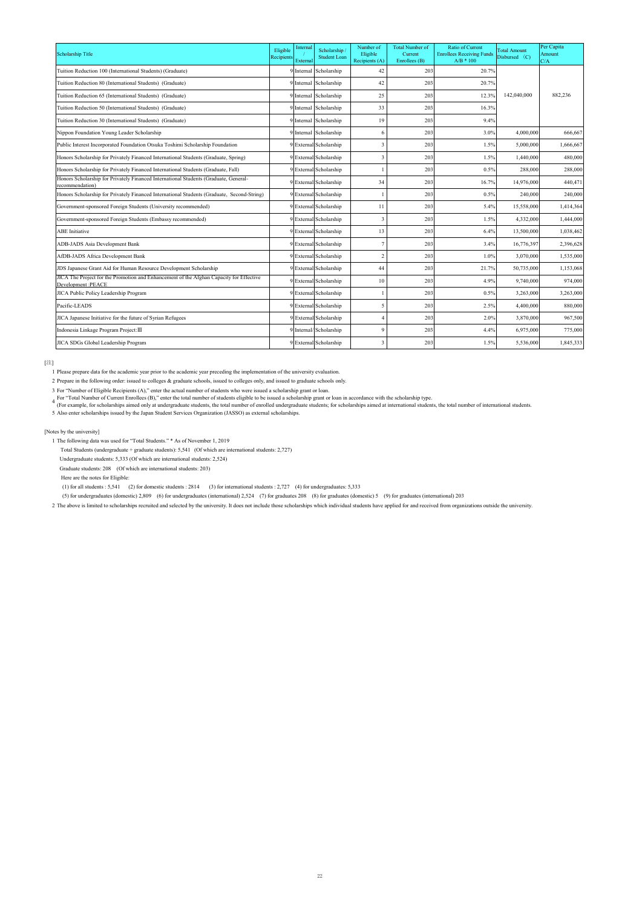| Scholarship Title | Eligible Recipients | Internal / External | Scholarship / Student Loan | Number of Eligible Recipients (A) | Total Number of Current Enrollees (B) | Ratio of Current Enrollees Receiving Funds A/B * 100 | Total Amount Disbursed (C) | Per Capita Amount C/A |
|---|---|---|---|---|---|---|---|---|
| Tuition Reduction 100 (International Students) (Graduate) | 9 | Internal | Scholarship | 42 | 203 | 20.7% | 142,040,000 | 882,236 |
| Tuition Reduction 80 (International Students) (Graduate) | 9 | Internal | Scholarship | 42 | 203 | 20.7% | | |
| Tuition Reduction 65 (International Students) (Graduate) | 9 | Internal | Scholarship | 25 | 203 | 12.3% | | |
| Tuition Reduction 50 (International Students) (Graduate) | 9 | Internal | Scholarship | 33 | 203 | 16.3% | | |
| Tuition Reduction 30 (International Students) (Graduate) | 9 | Internal | Scholarship | 19 | 203 | 9.4% | | |
| Nippon Foundation Young Leader Scholarship | 9 | Internal | Scholarship | 6 | 203 | 3.0% | 4,000,000 | 666,667 |
| Public Interest Incorporated Foundation Otsuka Toshimi Scholarship Foundation | 9 | External | Scholarship | 3 | 203 | 1.5% | 5,000,000 | 1,666,667 |
| Honors Scholarship for Privately Financed International Students (Graduate, Spring) | 9 | External | Scholarship | 3 | 203 | 1.5% | 1,440,000 | 480,000 |
| Honors Scholarship for Privately Financed International Students (Graduate, Fall) | 9 | External | Scholarship | 1 | 203 | 0.5% | 288,000 | 288,000 |
| Honors Scholarship for Privately Financed International Students (Graduate, General-recommendation) | 9 | External | Scholarship | 34 | 203 | 16.7% | 14,976,000 | 440,471 |
| Honors Scholarship for Privately Financed International Students (Graduate, Second-String) | 9 | External | Scholarship | 1 | 203 | 0.5% | 240,000 | 240,000 |
| Government-sponsored Foreign Students (University recommended) | 9 | External | Scholarship | 11 | 203 | 5.4% | 15,558,000 | 1,414,364 |
| Government-sponsored Foreign Students (Embassy recommended) | 9 | External | Scholarship | 3 | 203 | 1.5% | 4,332,000 | 1,444,000 |
| ABE Initiative | 9 | External | Scholarship | 13 | 203 | 6.4% | 13,500,000 | 1,038,462 |
| ADB-JADS Asia Development Bank | 9 | External | Scholarship | 7 | 203 | 3.4% | 16,776,397 | 2,396,628 |
| AfDB-JADS Africa Development Bank | 9 | External | Scholarship | 2 | 203 | 1.0% | 3,070,000 | 1,535,000 |
| JDS Japanese Grant Aid for Human Resource Development Scholarship | 9 | External | Scholarship | 44 | 203 | 21.7% | 50,735,000 | 1,153,068 |
| JICA The Project for the Promotion and Enhancement of the Afghan Capacity for Effective Development :PEACE | 9 | External | Scholarship | 10 | 203 | 4.9% | 9,740,000 | 974,000 |
| JICA Public Policy Leadership Program | 9 | External | Scholarship | 1 | 203 | 0.5% | 3,263,000 | 3,263,000 |
| Pacific-LEADS | 9 | External | Scholarship | 5 | 203 | 2.5% | 4,400,000 | 880,000 |
| JICA Japanese Initiative for the future of Syrian Refugees | 9 | External | Scholarship | 4 | 203 | 2.0% | 3,870,000 | 967,500 |
| Indonesia Linkage Program Project:Ⅲ | 9 | Internal/ | Scholarship | 9 | 203 | 4.4% | 6,975,000 | 775,000 |
| JICA SDGs Global Leadership Program | 9 | External | Scholarship | 3 | 203 | 1.5% | 5,536,000 | 1,845,333 |

[注]

1 Please prepare data for the academic year prior to the academic year preceding the implementation of the university evaluation.

2 Prepare in the following order: issued to colleges & graduate schools, issued to colleges only, and issued to graduate schools only.

3 For "Number of Eligible Recipients (A)," enter the actual number of students who were issued a scholarship grant or loan.

4 For "Total Number of Current Enrollees (B)," enter the total number of students eligible to be issued a scholarship grant or loan in accordance with the scholarship type.
(For example, for scholarships aimed only at undergraduate students, the total number of enrolled undergraduate students; for scholarships aimed at international students, the total number of international students.

5 Also enter scholarships issued by the Japan Student Services Organization (JASSO) as external scholarships.

[Notes by the university]

1 The following data was used for "Total Students." * As of November 1, 2019

Total Students (undergraduate + graduate students): 5,541 (Of which are international students: 2,727)

Undergraduate students: 5,333 (Of which are international students: 2,524)

Graduate students: 208 (Of which are international students: 203)

Here are the notes for Eligible:

(1) for all students : 5,541 (2) for domestic students : 2814 (3) for international students : 2,727 (4) for undergraduates: 5,333

(5) for undergraduates (domestic) 2,809 (6) for undergraduates (international) 2,524 (7) for graduates 208 (8) for graduates (domestic) 5 (9) for graduates (international) 203

2 The above is limited to scholarships recruited and selected by the university. It does not include those scholarships which individual students have applied for and received from organizations outside the university.